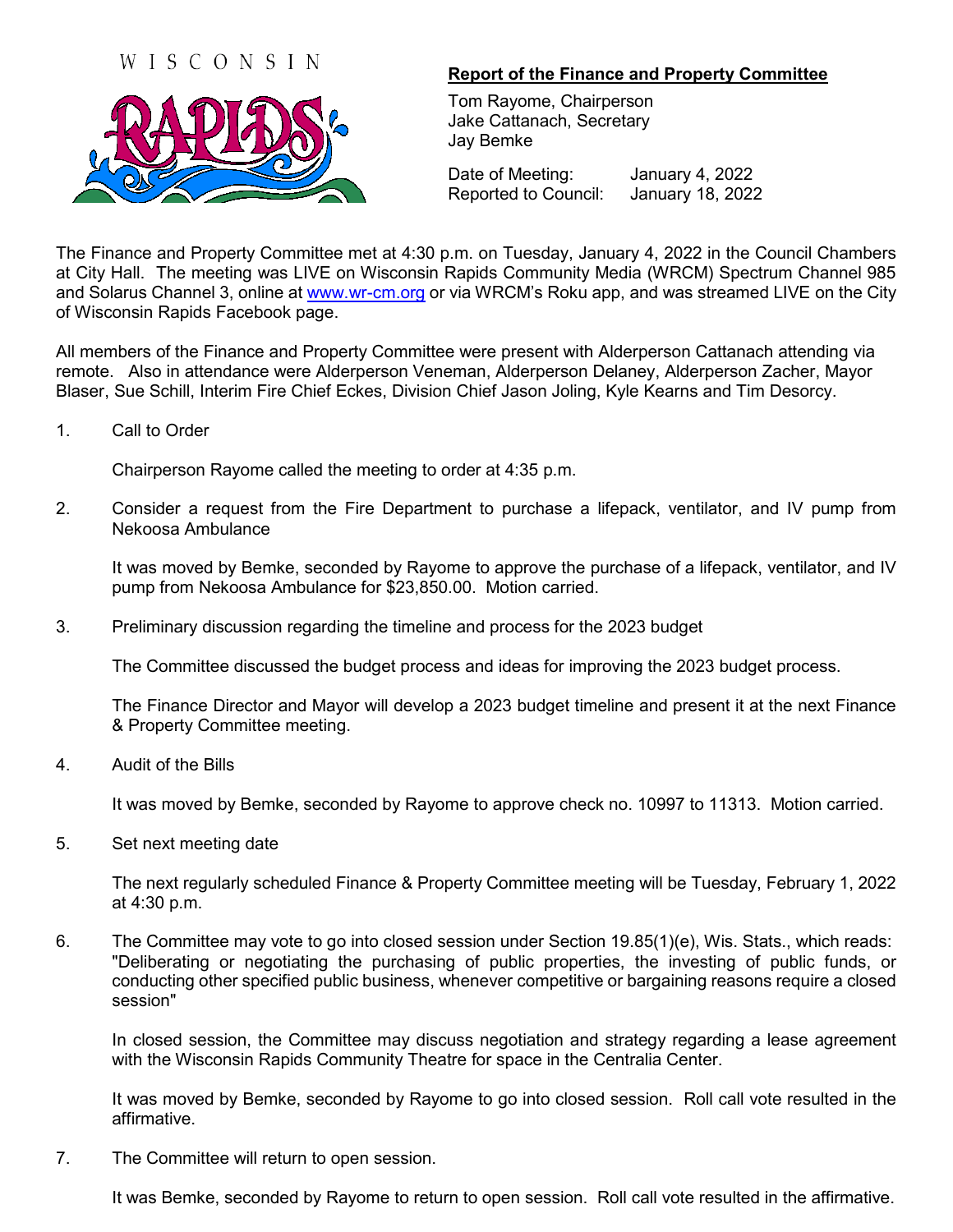WISCONSIN RAPIDS

## Report of the Finance and Property Committee

Tom Rayome, Chairperson
Jake Cattanach, Secretary
Jay Bemke

Date of Meeting: January 4, 2022
Reported to Council: January 18, 2022

The Finance and Property Committee met at 4:30 p.m. on Tuesday, January 4, 2022 in the Council Chambers at City Hall. The meeting was LIVE on Wisconsin Rapids Community Media (WRCM) Spectrum Channel 985 and Solarus Channel 3, online at www.wr-cm.org or via WRCM's Roku app, and was streamed LIVE on the City of Wisconsin Rapids Facebook page.

All members of the Finance and Property Committee were present with Alderperson Cattanach attending via remote. Also in attendance were Alderperson Veneman, Alderperson Delaney, Alderperson Zacher, Mayor Blaser, Sue Schill, Interim Fire Chief Eckes, Division Chief Jason Joling, Kyle Kearns and Tim Desorcy.

1. Call to Order

   Chairperson Rayome called the meeting to order at 4:35 p.m.

2. Consider a request from the Fire Department to purchase a lifepack, ventilator, and IV pump from Nekoosa Ambulance

   It was moved by Bemke, seconded by Rayome to approve the purchase of a lifepack, ventilator, and IV pump from Nekoosa Ambulance for $23,850.00. Motion carried.

3. Preliminary discussion regarding the timeline and process for the 2023 budget

   The Committee discussed the budget process and ideas for improving the 2023 budget process.

   The Finance Director and Mayor will develop a 2023 budget timeline and present it at the next Finance & Property Committee meeting.

4. Audit of the Bills

   It was moved by Bemke, seconded by Rayome to approve check no. 10997 to 11313. Motion carried.

5. Set next meeting date

   The next regularly scheduled Finance & Property Committee meeting will be Tuesday, February 1, 2022 at 4:30 p.m.

6. The Committee may vote to go into closed session under Section 19.85(1)(e), Wis. Stats., which reads: "Deliberating or negotiating the purchasing of public properties, the investing of public funds, or conducting other specified public business, whenever competitive or bargaining reasons require a closed session"

   In closed session, the Committee may discuss negotiation and strategy regarding a lease agreement with the Wisconsin Rapids Community Theatre for space in the Centralia Center.

   It was moved by Bemke, seconded by Rayome to go into closed session. Roll call vote resulted in the affirmative.

7. The Committee will return to open session.

   It was Bemke, seconded by Rayome to return to open session. Roll call vote resulted in the affirmative.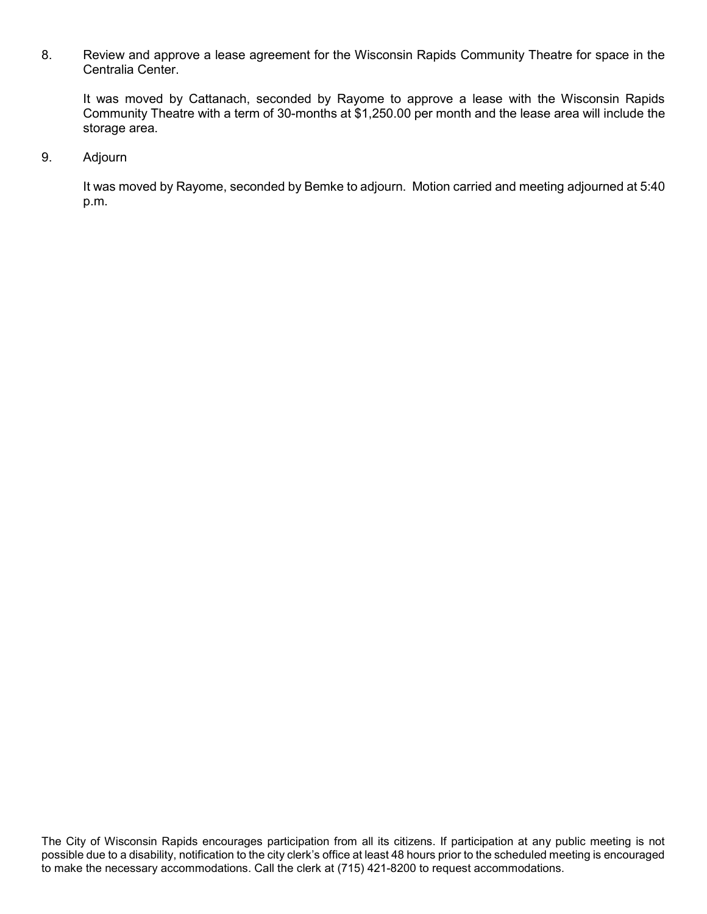8. Review and approve a lease agreement for the Wisconsin Rapids Community Theatre for space in the Centralia Center.

   It was moved by Cattanach, seconded by Rayome to approve a lease with the Wisconsin Rapids Community Theatre with a term of 30-months at $1,250.00 per month and the lease area will include the storage area.

9. Adjourn

   It was moved by Rayome, seconded by Bemke to adjourn. Motion carried and meeting adjourned at 5:40 p.m.

The City of Wisconsin Rapids encourages participation from all its citizens. If participation at any public meeting is not possible due to a disability, notification to the city clerk's office at least 48 hours prior to the scheduled meeting is encouraged to make the necessary accommodations. Call the clerk at (715) 421-8200 to request accommodations.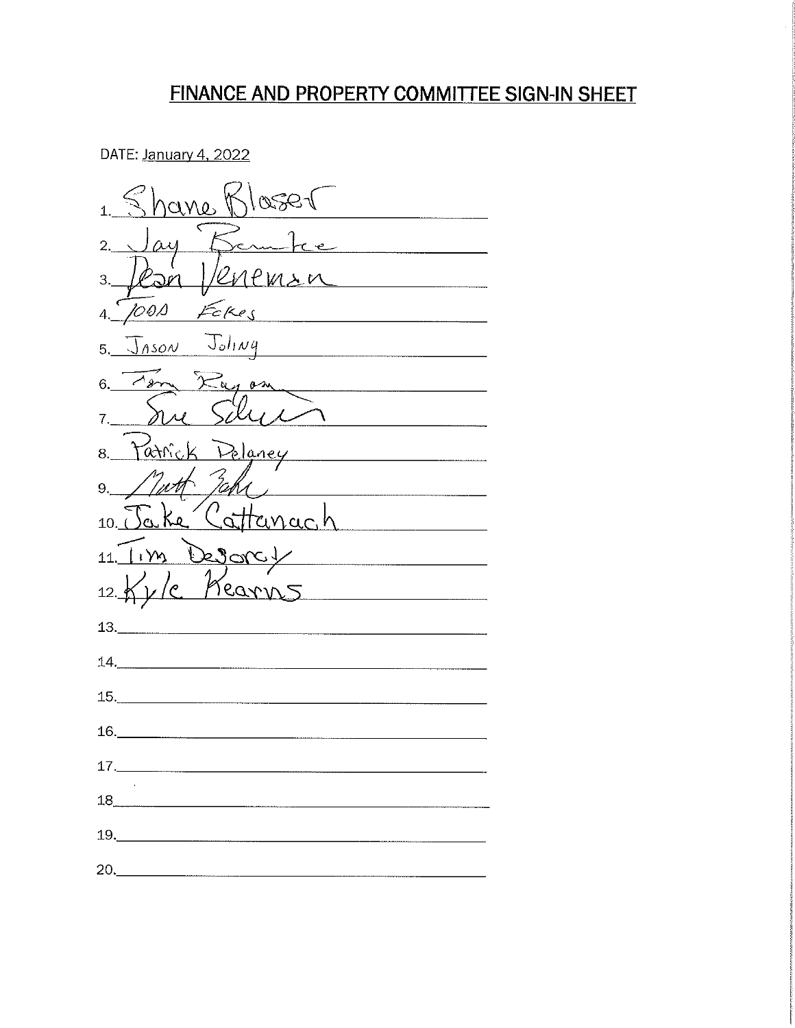# FINANCE AND PROPERTY COMMITTEE SIGN-IN SHEET

DATE: January 4, 2022

1. Shane Blaser
2. Jay Bemke
3. Dean Veneman
4. Todd Eckes
5. Jason Joling
6. Tom Rayom
7. Sue Schu
8. Patrick Delaney
9. Matt Zahn
10. Jake Cattanach
11. Tim DeGrocy
12. Kyle Kearns
13.
14.
15.
16.
17.
18.
19.
20.